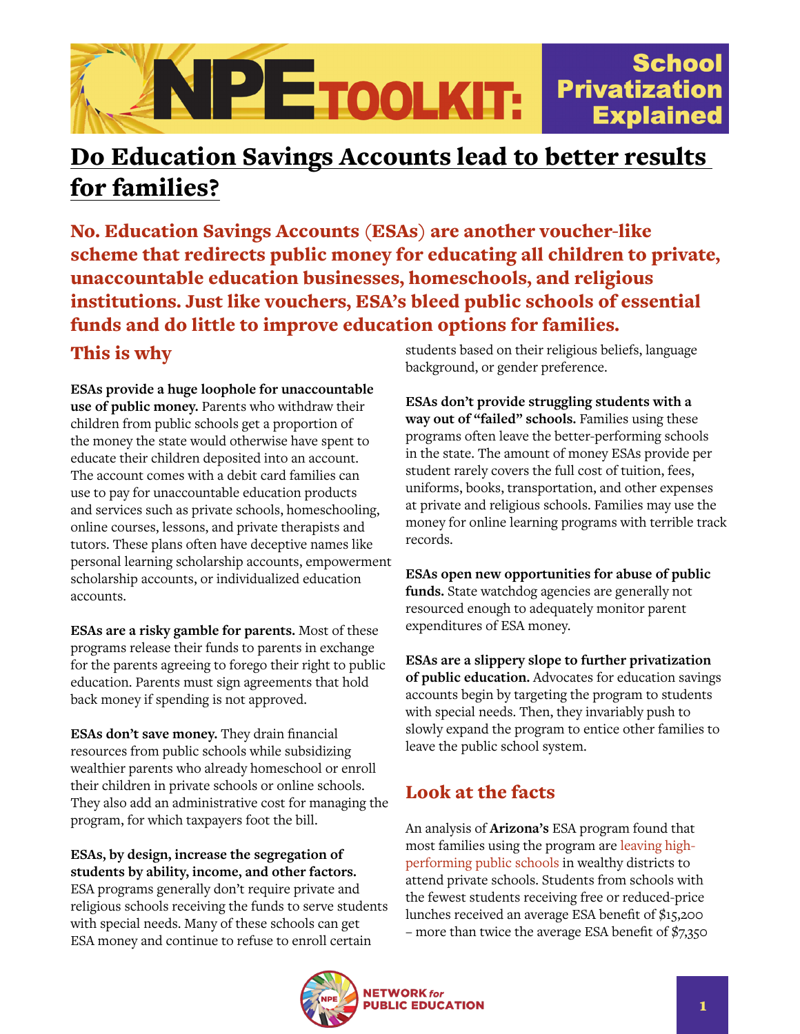NPE TOOLKIT: School Privatization Explained

# Do Education Savings Accounts lead to better results for families?

**No. Education Savings Accounts (ESAs) are another voucher-like scheme that redirects public money for educating all children to private, unaccountable education businesses, homeschools, and religious institutions. Just like vouchers, ESA's bleed public schools of essential funds and do little to improve education options for families.**

## This is why

**ESAs provide a huge loophole for unaccountable use of public money.** Parents who withdraw their children from public schools get a proportion of the money the state would otherwise have spent to educate their children deposited into an account. The account comes with a debit card families can use to pay for unaccountable education products and services such as private schools, homeschooling, online courses, lessons, and private therapists and tutors. These plans often have deceptive names like personal learning scholarship accounts, empowerment scholarship accounts, or individualized education accounts.

**ESAs are a risky gamble for parents.** Most of these programs release their funds to parents in exchange for the parents agreeing to forego their right to public education. Parents must sign agreements that hold back money if spending is not approved.

**ESAs don't save money.** They drain financial resources from public schools while subsidizing wealthier parents who already homeschool or enroll their children in private schools or online schools. They also add an administrative cost for managing the program, for which taxpayers foot the bill.

**ESAs, by design, increase the segregation of students by ability, income, and other factors.** ESA programs generally don't require private and religious schools receiving the funds to serve students with special needs. Many of these schools can get ESA money and continue to refuse to enroll certain students based on their religious beliefs, language background, or gender preference.

**ESAs don't provide struggling students with a way out of "failed" schools.** Families using these programs often leave the better-performing schools in the state. The amount of money ESAs provide per student rarely covers the full cost of tuition, fees, uniforms, books, transportation, and other expenses at private and religious schools. Families may use the money for online learning programs with terrible track records.

**ESAs open new opportunities for abuse of public funds.** State watchdog agencies are generally not resourced enough to adequately monitor parent expenditures of ESA money.

**ESAs are a slippery slope to further privatization of public education.** Advocates for education savings accounts begin by targeting the program to students with special needs. Then, they invariably push to slowly expand the program to entice other families to leave the public school system.

## Look at the facts

An analysis of **Arizona's** ESA program found that most families using the program are leaving high-performing public schools in wealthy districts to attend private schools. Students from schools with the fewest students receiving free or reduced-price lunches received an average ESA benefit of $15,200 – more than twice the average ESA benefit of $7,350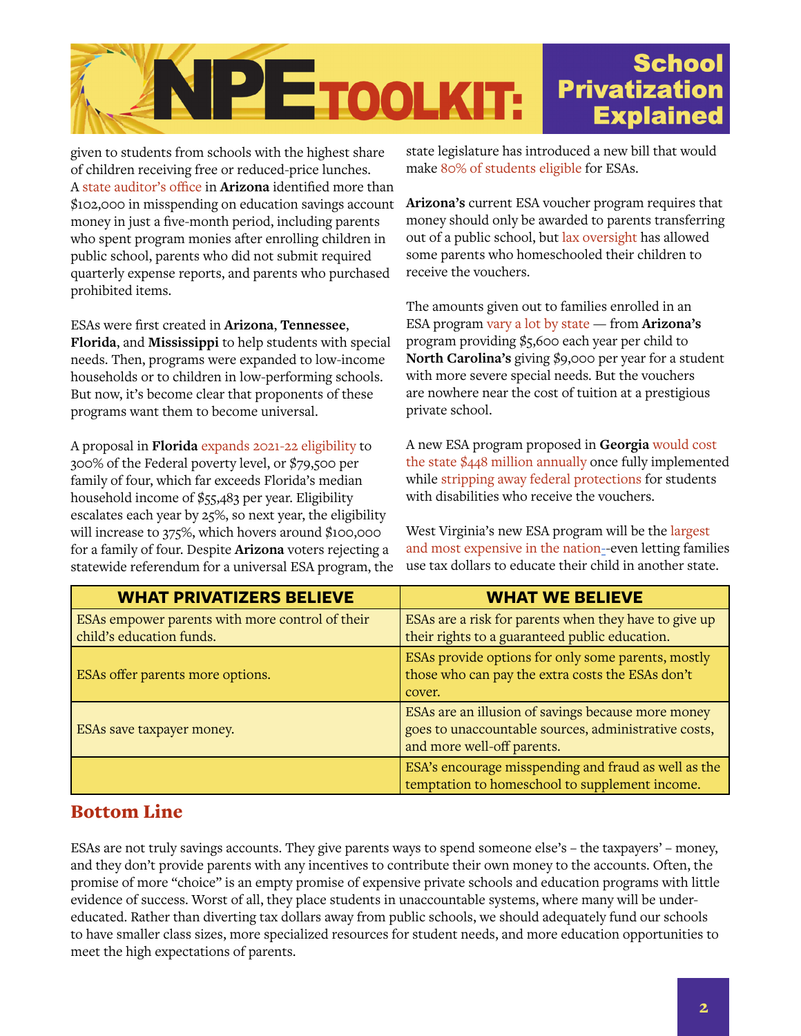# NPE TOOLKIT: School Privatization Explained

given to students from schools with the highest share of children receiving free or reduced-price lunches. A state auditor's office in **Arizona** identified more than $102,000 in misspending on education savings account money in just a five-month period, including parents who spent program monies after enrolling children in public school, parents who did not submit required quarterly expense reports, and parents who purchased prohibited items.

ESAs were first created in **Arizona**, **Tennessee**, **Florida**, and **Mississippi** to help students with special needs. Then, programs were expanded to low-income households or to children in low-performing schools. But now, it's become clear that proponents of these programs want them to become universal.

A proposal in **Florida** expands 2021-22 eligibility to 300% of the Federal poverty level, or $79,500 per family of four, which far exceeds Florida's median household income of $55,483 per year. Eligibility escalates each year by 25%, so next year, the eligibility will increase to 375%, which hovers around $100,000 for a family of four. Despite **Arizona** voters rejecting a statewide referendum for a universal ESA program, the state legislature has introduced a new bill that would make 80% of students eligible for ESAs.

**Arizona's** current ESA voucher program requires that money should only be awarded to parents transferring out of a public school, but lax oversight has allowed some parents who homeschooled their children to receive the vouchers.

The amounts given out to families enrolled in an ESA program vary a lot by state — from **Arizona's** program providing $5,600 each year per child to **North Carolina's** giving $9,000 per year for a student with more severe special needs. But the vouchers are nowhere near the cost of tuition at a prestigious private school.

A new ESA program proposed in **Georgia** would cost the state $448 million annually once fully implemented while stripping away federal protections for students with disabilities who receive the vouchers.

West Virginia's new ESA program will be the largest and most expensive in the nation--even letting families use tax dollars to educate their child in another state.

| WHAT PRIVATIZERS BELIEVE | WHAT WE BELIEVE |
|---|---|
| ESAs empower parents with more control of their child's education funds. | ESAs are a risk for parents when they have to give up their rights to a guaranteed public education. |
| ESAs offer parents more options. | ESAs provide options for only some parents, mostly those who can pay the extra costs the ESAs don't cover. |
| ESAs save taxpayer money. | ESAs are an illusion of savings because more money goes to unaccountable sources, administrative costs, and more well-off parents. |
| | ESA's encourage misspending and fraud as well as the temptation to homeschool to supplement income. |

## Bottom Line

ESAs are not truly savings accounts. They give parents ways to spend someone else's – the taxpayers' – money, and they don't provide parents with any incentives to contribute their own money to the accounts. Often, the promise of more "choice" is an empty promise of expensive private schools and education programs with little evidence of success. Worst of all, they place students in unaccountable systems, where many will be under-educated. Rather than diverting tax dollars away from public schools, we should adequately fund our schools to have smaller class sizes, more specialized resources for student needs, and more education opportunities to meet the high expectations of parents.